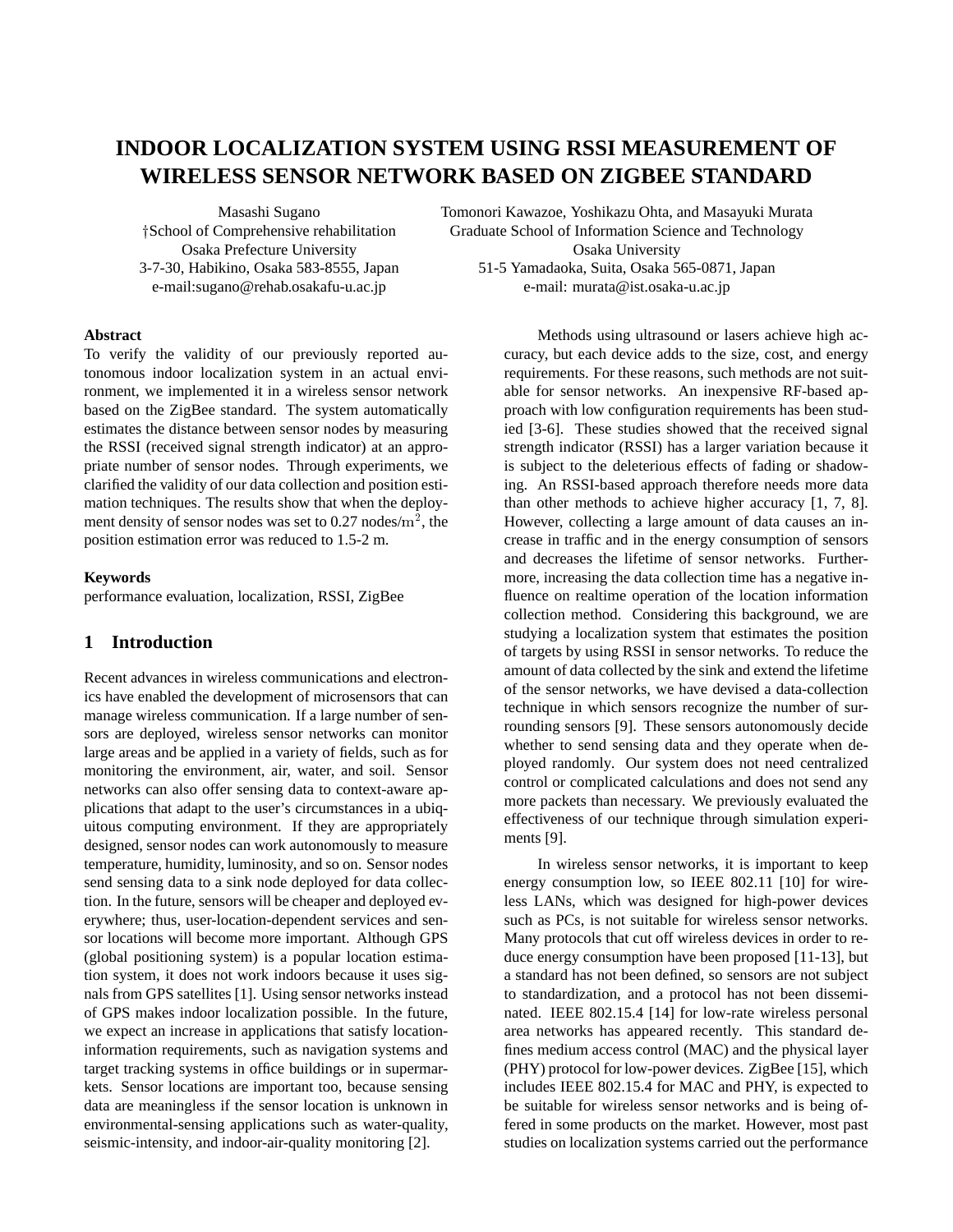# INDOOR LOCALIZATION SYSTEM USING RSSI MEASUREMENT OF WIRELESS SENSOR NETWORK BASED ON ZIGBEE STANDARD

Masashi Sugano
†School of Comprehensive rehabilitation
Osaka Prefecture University
3-7-30, Habikino, Osaka 583-8555, Japan
e-mail:sugano@rehab.osakafu-u.ac.jp

Tomonori Kawazoe, Yoshikazu Ohta, and Masayuki Murata
Graduate School of Information Science and Technology
Osaka University
51-5 Yamadaoka, Suita, Osaka 565-0871, Japan
e-mail: murata@ist.osaka-u.ac.jp

### Abstract

To verify the validity of our previously reported autonomous indoor localization system in an actual environment, we implemented it in a wireless sensor network based on the ZigBee standard. The system automatically estimates the distance between sensor nodes by measuring the RSSI (received signal strength indicator) at an appropriate number of sensor nodes. Through experiments, we clarified the validity of our data collection and position estimation techniques. The results show that when the deployment density of sensor nodes was set to 0.27 nodes/$\mathrm{m}^2$, the position estimation error was reduced to 1.5-2 m.

### Keywords

performance evaluation, localization, RSSI, ZigBee

## 1 Introduction

Recent advances in wireless communications and electronics have enabled the development of microsensors that can manage wireless communication. If a large number of sensors are deployed, wireless sensor networks can monitor large areas and be applied in a variety of fields, such as for monitoring the environment, air, water, and soil. Sensor networks can also offer sensing data to context-aware applications that adapt to the user's circumstances in a ubiquitous computing environment. If they are appropriately designed, sensor nodes can work autonomously to measure temperature, humidity, luminosity, and so on. Sensor nodes send sensing data to a sink node deployed for data collection. In the future, sensors will be cheaper and deployed everywhere; thus, user-location-dependent services and sensor locations will become more important. Although GPS (global positioning system) is a popular location estimation system, it does not work indoors because it uses signals from GPS satellites [1]. Using sensor networks instead of GPS makes indoor localization possible. In the future, we expect an increase in applications that satisfy location-information requirements, such as navigation systems and target tracking systems in office buildings or in supermarkets. Sensor locations are important too, because sensing data are meaningless if the sensor location is unknown in environmental-sensing applications such as water-quality, seismic-intensity, and indoor-air-quality monitoring [2].

Methods using ultrasound or lasers achieve high accuracy, but each device adds to the size, cost, and energy requirements. For these reasons, such methods are not suitable for sensor networks. An inexpensive RF-based approach with low configuration requirements has been studied [3-6]. These studies showed that the received signal strength indicator (RSSI) has a larger variation because it is subject to the deleterious effects of fading or shadowing. An RSSI-based approach therefore needs more data than other methods to achieve higher accuracy [1, 7, 8]. However, collecting a large amount of data causes an increase in traffic and in the energy consumption of sensors and decreases the lifetime of sensor networks. Furthermore, increasing the data collection time has a negative influence on realtime operation of the location information collection method. Considering this background, we are studying a localization system that estimates the position of targets by using RSSI in sensor networks. To reduce the amount of data collected by the sink and extend the lifetime of the sensor networks, we have devised a data-collection technique in which sensors recognize the number of surrounding sensors [9]. These sensors autonomously decide whether to send sensing data and they operate when deployed randomly. Our system does not need centralized control or complicated calculations and does not send any more packets than necessary. We previously evaluated the effectiveness of our technique through simulation experiments [9].

In wireless sensor networks, it is important to keep energy consumption low, so IEEE 802.11 [10] for wireless LANs, which was designed for high-power devices such as PCs, is not suitable for wireless sensor networks. Many protocols that cut off wireless devices in order to reduce energy consumption have been proposed [11-13], but a standard has not been defined, so sensors are not subject to standardization, and a protocol has not been disseminated. IEEE 802.15.4 [14] for low-rate wireless personal area networks has appeared recently. This standard defines medium access control (MAC) and the physical layer (PHY) protocol for low-power devices. ZigBee [15], which includes IEEE 802.15.4 for MAC and PHY, is expected to be suitable for wireless sensor networks and is being offered in some products on the market. However, most past studies on localization systems carried out the performance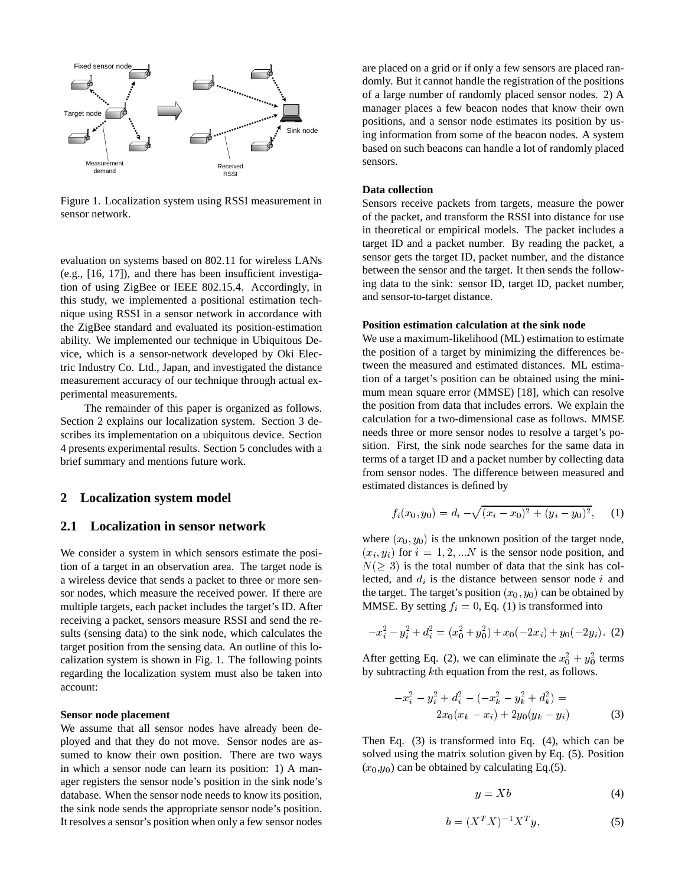Figure 1. Localization system using RSSI measurement in sensor network.

evaluation on systems based on 802.11 for wireless LANs (e.g., [16, 17]), and there has been insufficient investigation of using ZigBee or IEEE 802.15.4. Accordingly, in this study, we implemented a positional estimation technique using RSSI in a sensor network in accordance with the ZigBee standard and evaluated its position-estimation ability. We implemented our technique in Ubiquitous Device, which is a sensor-network developed by Oki Electric Industry Co. Ltd., Japan, and investigated the distance measurement accuracy of our technique through actual experimental measurements.

The remainder of this paper is organized as follows. Section 2 explains our localization system. Section 3 describes its implementation on a ubiquitous device. Section 4 presents experimental results. Section 5 concludes with a brief summary and mentions future work.

## 2 Localization system model

### 2.1 Localization in sensor network

We consider a system in which sensors estimate the position of a target in an observation area. The target node is a wireless device that sends a packet to three or more sensor nodes, which measure the received power. If there are multiple targets, each packet includes the target's ID. After receiving a packet, sensors measure RSSI and send the results (sensing data) to the sink node, which calculates the target position from the sensing data. An outline of this localization system is shown in Fig. 1. The following points regarding the localization system must also be taken into account:

**Sensor node placement**
We assume that all sensor nodes have already been deployed and that they do not move. Sensor nodes are assumed to know their own position. There are two ways in which a sensor node can learn its position: 1) A manager registers the sensor node's position in the sink node's database. When the sensor node needs to know its position, the sink node sends the appropriate sensor node's position. It resolves a sensor's position when only a few sensor nodes are placed on a grid or if only a few sensors are placed randomly. But it cannot handle the registration of the positions of a large number of randomly placed sensor nodes. 2) A manager places a few beacon nodes that know their own positions, and a sensor node estimates its position by using information from some of the beacon nodes. A system based on such beacons can handle a lot of randomly placed sensors.

**Data collection**
Sensors receive packets from targets, measure the power of the packet, and transform the RSSI into distance for use in theoretical or empirical models. The packet includes a target ID and a packet number. By reading the packet, a sensor gets the target ID, packet number, and the distance between the sensor and the target. It then sends the following data to the sink: sensor ID, target ID, packet number, and sensor-to-target distance.

**Position estimation calculation at the sink node**
We use a maximum-likelihood (ML) estimation to estimate the position of a target by minimizing the differences between the measured and estimated distances. ML estimation of a target's position can be obtained using the minimum mean square error (MMSE) [18], which can resolve the position from data that includes errors. We explain the calculation for a two-dimensional case as follows. MMSE needs three or more sensor nodes to resolve a target's position. First, the sink node searches for the same data in terms of a target ID and a packet number by collecting data from sensor nodes. The difference between measured and estimated distances is defined by

$$f_i(x_0, y_0) = d_i - \sqrt{(x_i - x_0)^2 + (y_i - y_0)^2}, \quad (1)$$

where $(x_0, y_0)$ is the unknown position of the target node, $(x_i, y_i)$ for $i = 1, 2, ...N$ is the sensor node position, and $N(\geq 3)$ is the total number of data that the sink has collected, and $d_i$ is the distance between sensor node $i$ and the target. The target's position $(x_0, y_0)$ can be obtained by MMSE. By setting $f_i = 0$, Eq. (1) is transformed into

$$-x_i^2 - y_i^2 + d_i^2 = (x_0^2 + y_0^2) + x_0(-2x_i) + y_0(-2y_i). \quad (2)$$

After getting Eq. (2), we can eliminate the $x_0^2 + y_0^2$ terms by subtracting $k$th equation from the rest, as follows.

$$-x_i^2 - y_i^2 + d_i^2 - (-x_k^2 - y_k^2 + d_k^2) = 2x_0(x_k - x_i) + 2y_0(y_k - y_i) \quad (3)$$

Then Eq. (3) is transformed into Eq. (4), which can be solved using the matrix solution given by Eq. (5). Position $(x_0, y_0)$ can be obtained by calculating Eq.(5).

$$y = Xb \quad (4)$$

$$b = (X^T X)^{-1} X^T y, \quad (5)$$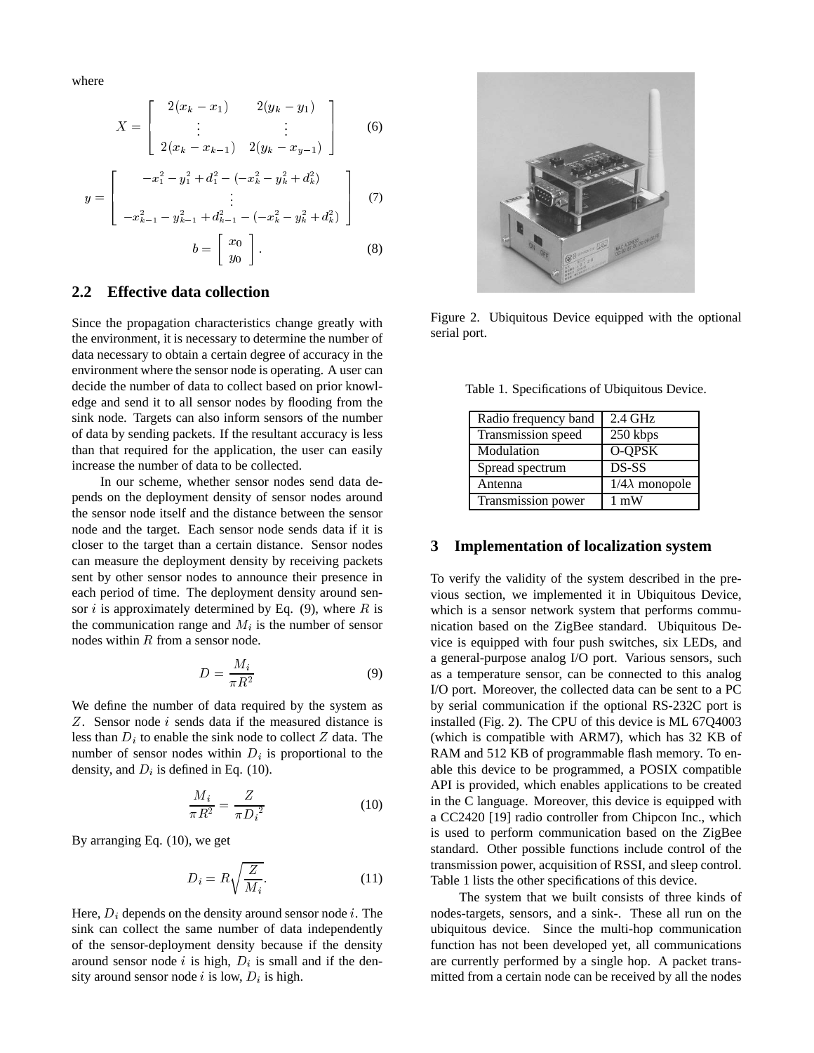where

$$X = \begin{bmatrix} 2(x_k - x_1) & 2(y_k - y_1) \\ \vdots & \vdots \\ 2(x_k - x_{k-1}) & 2(y_k - x_{y-1}) \end{bmatrix} \tag{6}$$

$$y = \begin{bmatrix} -x_1^2 - y_1^2 + d_1^2 - (-x_k^2 - y_k^2 + d_k^2) \\ \vdots \\ -x_{k-1}^2 - y_{k-1}^2 + d_{k-1}^2 - (-x_k^2 - y_k^2 + d_k^2) \end{bmatrix} \tag{7}$$

$$b = \begin{bmatrix} x_0 \\ y_0 \end{bmatrix}. \tag{8}$$

## 2.2 Effective data collection

Since the propagation characteristics change greatly with the environment, it is necessary to determine the number of data necessary to obtain a certain degree of accuracy in the environment where the sensor node is operating. A user can decide the number of data to collect based on prior knowledge and send it to all sensor nodes by flooding from the sink node. Targets can also inform sensors of the number of data by sending packets. If the resultant accuracy is less than that required for the application, the user can easily increase the number of data to be collected.

In our scheme, whether sensor nodes send data depends on the deployment density of sensor nodes around the sensor node itself and the distance between the sensor node and the target. Each sensor node sends data if it is closer to the target than a certain distance. Sensor nodes can measure the deployment density by receiving packets sent by other sensor nodes to announce their presence in each period of time. The deployment density around sensor $i$ is approximately determined by Eq. (9), where $R$ is the communication range and $M_i$ is the number of sensor nodes within $R$ from a sensor node.

$$D = \frac{M_i}{\pi R^2} \tag{9}$$

We define the number of data required by the system as $Z$. Sensor node $i$ sends data if the measured distance is less than $D_i$ to enable the sink node to collect $Z$ data. The number of sensor nodes within $D_i$ is proportional to the density, and $D_i$ is defined in Eq. (10).

$$\frac{M_i}{\pi R^2} = \frac{Z}{\pi {D_i}^2} \tag{10}$$

By arranging Eq. (10), we get

$$D_i = R\sqrt{\frac{Z}{M_i}}. \tag{11}$$

Here, $D_i$ depends on the density around sensor node $i$. The sink can collect the same number of data independently of the sensor-deployment density because if the density around sensor node $i$ is high, $D_i$ is small and if the density around sensor node $i$ is low, $D_i$ is high.

Figure 2. Ubiquitous Device equipped with the optional serial port.

Table 1. Specifications of Ubiquitous Device.

| Radio frequency band | 2.4 GHz |
|---|---|
| Transmission speed | 250 kbps |
| Modulation | O-QPSK |
| Spread spectrum | DS-SS |
| Antenna | $1/4\lambda$ monopole |
| Transmission power | 1 mW |

## 3 Implementation of localization system

To verify the validity of the system described in the previous section, we implemented it in Ubiquitous Device, which is a sensor network system that performs communication based on the ZigBee standard. Ubiquitous Device is equipped with four push switches, six LEDs, and a general-purpose analog I/O port. Various sensors, such as a temperature sensor, can be connected to this analog I/O port. Moreover, the collected data can be sent to a PC by serial communication if the optional RS-232C port is installed (Fig. 2). The CPU of this device is ML 67Q4003 (which is compatible with ARM7), which has 32 KB of RAM and 512 KB of programmable flash memory. To enable this device to be programmed, a POSIX compatible API is provided, which enables applications to be created in the C language. Moreover, this device is equipped with a CC2420 [19] radio controller from Chipcon Inc., which is used to perform communication based on the ZigBee standard. Other possible functions include control of the transmission power, acquisition of RSSI, and sleep control. Table 1 lists the other specifications of this device.

The system that we built consists of three kinds of nodes-targets, sensors, and a sink-. These all run on the ubiquitous device. Since the multi-hop communication function has not been developed yet, all communications are currently performed by a single hop. A packet transmitted from a certain node can be received by all the nodes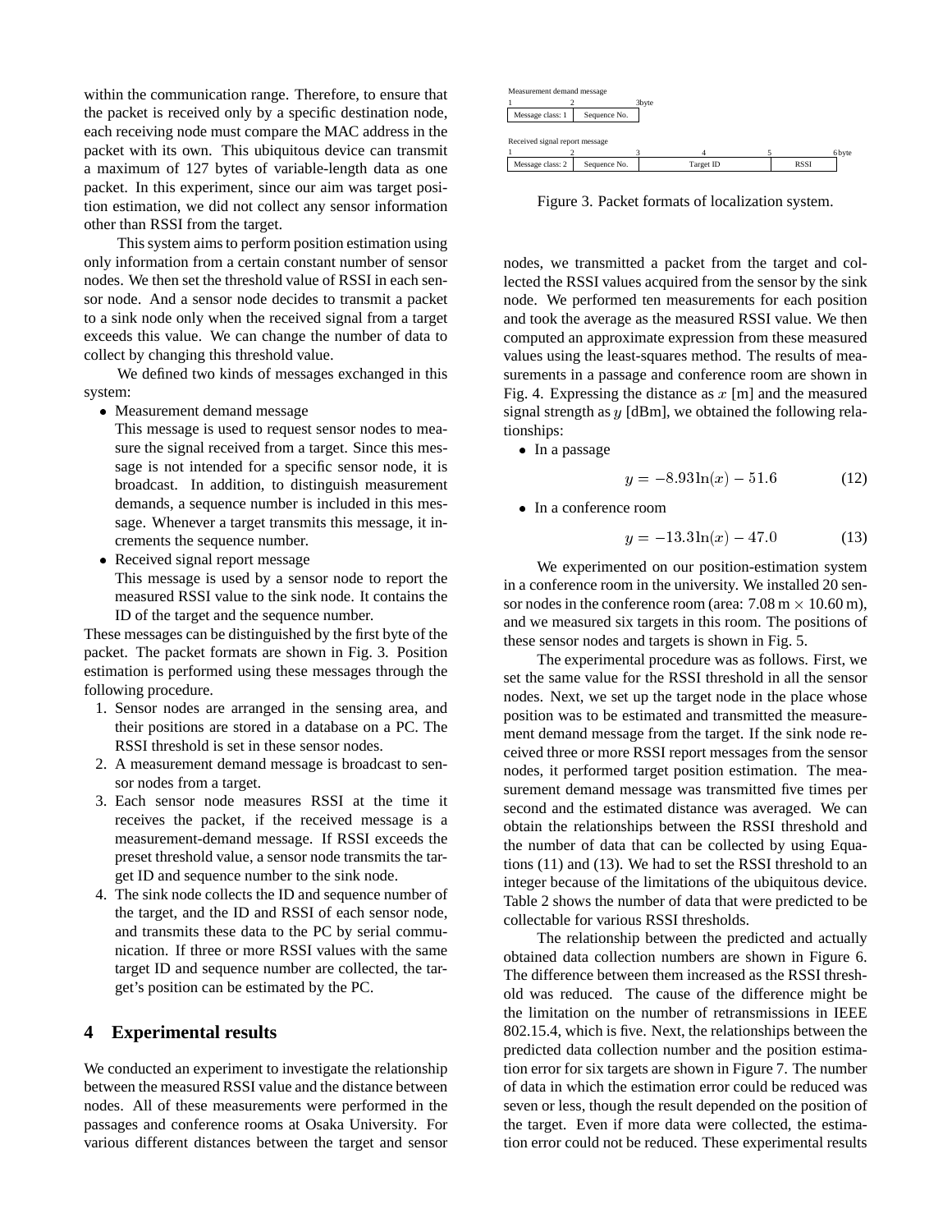within the communication range. Therefore, to ensure that the packet is received only by a specific destination node, each receiving node must compare the MAC address in the packet with its own. This ubiquitous device can transmit a maximum of 127 bytes of variable-length data as one packet. In this experiment, since our aim was target position estimation, we did not collect any sensor information other than RSSI from the target.

This system aims to perform position estimation using only information from a certain constant number of sensor nodes. We then set the threshold value of RSSI in each sensor node. And a sensor node decides to transmit a packet to a sink node only when the received signal from a target exceeds this value. We can change the number of data to collect by changing this threshold value.

We defined two kinds of messages exchanged in this system:

- Measurement demand message
  This message is used to request sensor nodes to measure the signal received from a target. Since this message is not intended for a specific sensor node, it is broadcast. In addition, to distinguish measurement demands, a sequence number is included in this message. Whenever a target transmits this message, it increments the sequence number.
- Received signal report message
  This message is used by a sensor node to report the measured RSSI value to the sink node. It contains the ID of the target and the sequence number.

These messages can be distinguished by the first byte of the packet. The packet formats are shown in Fig. 3. Position estimation is performed using these messages through the following procedure.

1. Sensor nodes are arranged in the sensing area, and their positions are stored in a database on a PC. The RSSI threshold is set in these sensor nodes.
2. A measurement demand message is broadcast to sensor nodes from a target.
3. Each sensor node measures RSSI at the time it receives the packet, if the received message is a measurement-demand message. If RSSI exceeds the preset threshold value, a sensor node transmits the target ID and sequence number to the sink node.
4. The sink node collects the ID and sequence number of the target, and the ID and RSSI of each sensor node, and transmits these data to the PC by serial communication. If three or more RSSI values with the same target ID and sequence number are collected, the target's position can be estimated by the PC.

## 4 Experimental results

We conducted an experiment to investigate the relationship between the measured RSSI value and the distance between nodes. All of these measurements were performed in the passages and conference rooms at Osaka University. For various different distances between the target and sensor nodes, we transmitted a packet from the target and collected the RSSI values acquired from the sensor by the sink node. We performed ten measurements for each position and took the average as the measured RSSI value. We then computed an approximate expression from these measured values using the least-squares method. The results of measurements in a passage and conference room are shown in Fig. 4. Expressing the distance as $x$ [m] and the measured signal strength as $y$ [dBm], we obtained the following relationships:

Measurement demand message

| 1 | 2 | 3byte |
|---|---|---|
| Message class: 1 | Sequence No. | |

Received signal report message

| 1 | 2 | 3 | 4 | 5 | 6byte |
|---|---|---|---|---|---|
| Message class: 2 | Sequence No. | Target ID | | RSSI | |

Figure 3. Packet formats of localization system.

- In a passage

$$y = -8.93\ln(x) - 51.6 \tag{12}$$

- In a conference room

$$y = -13.3\ln(x) - 47.0 \tag{13}$$

We experimented on our position-estimation system in a conference room in the university. We installed 20 sensor nodes in the conference room (area: $7.08\,\text{m} \times 10.60\,\text{m}$), and we measured six targets in this room. The positions of these sensor nodes and targets is shown in Fig. 5.

The experimental procedure was as follows. First, we set the same value for the RSSI threshold in all the sensor nodes. Next, we set up the target node in the place whose position was to be estimated and transmitted the measurement demand message from the target. If the sink node received three or more RSSI report messages from the sensor nodes, it performed target position estimation. The measurement demand message was transmitted five times per second and the estimated distance was averaged. We can obtain the relationships between the RSSI threshold and the number of data that can be collected by using Equations (11) and (13). We had to set the RSSI threshold to an integer because of the limitations of the ubiquitous device. Table 2 shows the number of data that were predicted to be collectable for various RSSI thresholds.

The relationship between the predicted and actually obtained data collection numbers are shown in Figure 6. The difference between them increased as the RSSI threshold was reduced. The cause of the difference might be the limitation on the number of retransmissions in IEEE 802.15.4, which is five. Next, the relationships between the predicted data collection number and the position estimation error for six targets are shown in Figure 7. The number of data in which the estimation error could be reduced was seven or less, though the result depended on the position of the target. Even if more data were collected, the estimation error could not be reduced. These experimental results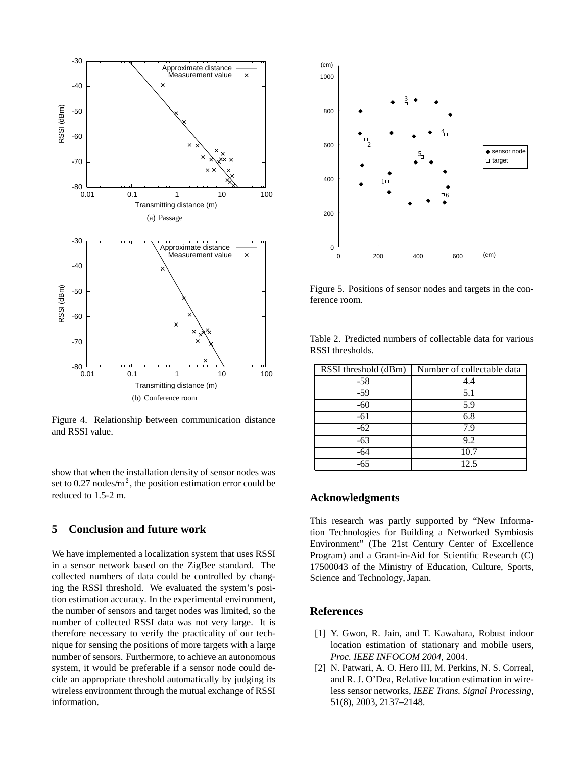Figure 4. Relationship between communication distance and RSSI value.

(a) Passage

(b) Conference room

show that when the installation density of sensor nodes was set to 0.27 nodes/$\mathrm{m}^2$, the position estimation error could be reduced to 1.5-2 m.

## 5 Conclusion and future work

We have implemented a localization system that uses RSSI in a sensor network based on the ZigBee standard. The collected numbers of data could be controlled by changing the RSSI threshold. We evaluated the system's position estimation accuracy. In the experimental environment, the number of sensors and target nodes was limited, so the number of collected RSSI data was not very large. It is therefore necessary to verify the practicality of our technique for sensing the positions of more targets with a large number of sensors. Furthermore, to achieve an autonomous system, it would be preferable if a sensor node could decide an appropriate threshold automatically by judging its wireless environment through the mutual exchange of RSSI information.

Figure 5. Positions of sensor nodes and targets in the conference room.

Table 2. Predicted numbers of collectable data for various RSSI thresholds.

| RSSI threshold (dBm) | Number of collectable data |
|---|---|
| -58 | 4.4 |
| -59 | 5.1 |
| -60 | 5.9 |
| -61 | 6.8 |
| -62 | 7.9 |
| -63 | 9.2 |
| -64 | 10.7 |
| -65 | 12.5 |

## Acknowledgments

This research was partly supported by "New Information Technologies for Building a Networked Symbiosis Environment" (The 21st Century Center of Excellence Program) and a Grant-in-Aid for Scientific Research (C) 17500043 of the Ministry of Education, Culture, Sports, Science and Technology, Japan.

## References

[1] Y. Gwon, R. Jain, and T. Kawahara, Robust indoor location estimation of stationary and mobile users, *Proc. IEEE INFOCOM 2004*, 2004.

[2] N. Patwari, A. O. Hero III, M. Perkins, N. S. Correal, and R. J. O'Dea, Relative location estimation in wireless sensor networks, *IEEE Trans. Signal Processing*, 51(8), 2003, 2137–2148.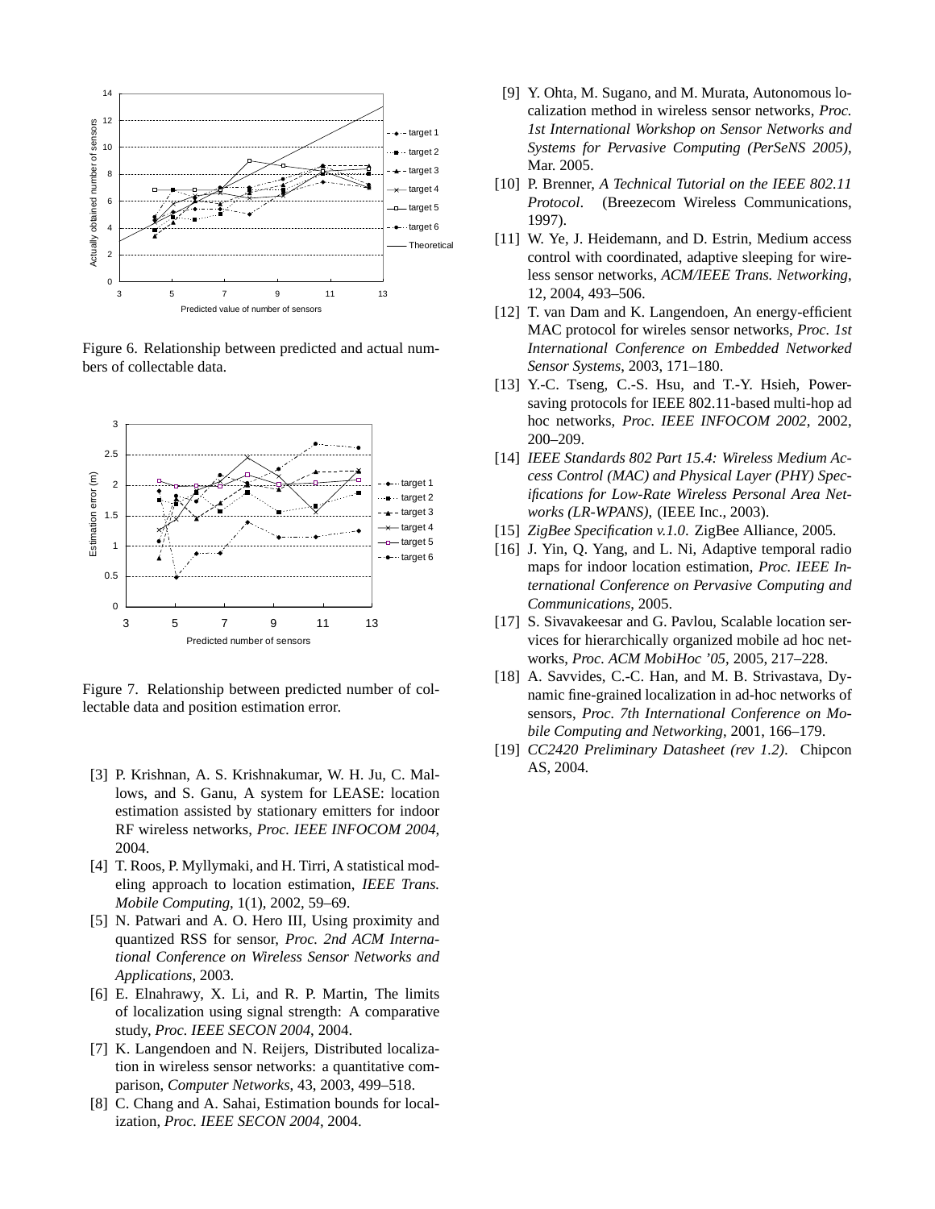14
12
10
8
6
4
2
0
3 5 7 9 11 13
Actually obtained number of sensors
Predicted value of number of sensors
target 1
target 2
target 3
target 4
target 5
target 6
Theoretical

Figure 6. Relationship between predicted and actual numbers of collectable data.

3
2.5
2
1.5
1
0.5
0
3 5 7 9 11 13
Estimation error (m)
Predicted number of sensors
target 1
target 2
target 3
target 4
target 5
target 6

Figure 7. Relationship between predicted number of collectable data and position estimation error.

[3] P. Krishnan, A. S. Krishnakumar, W. H. Ju, C. Mallows, and S. Ganu, A system for LEASE: location estimation assisted by stationary emitters for indoor RF wireless networks, *Proc. IEEE INFOCOM 2004*, 2004.

[4] T. Roos, P. Myllymaki, and H. Tirri, A statistical modeling approach to location estimation, *IEEE Trans. Mobile Computing*, 1(1), 2002, 59–69.

[5] N. Patwari and A. O. Hero III, Using proximity and quantized RSS for sensor, *Proc. 2nd ACM International Conference on Wireless Sensor Networks and Applications*, 2003.

[6] E. Elnahrawy, X. Li, and R. P. Martin, The limits of localization using signal strength: A comparative study, *Proc. IEEE SECON 2004*, 2004.

[7] K. Langendoen and N. Reijers, Distributed localization in wireless sensor networks: a quantitative comparison, *Computer Networks*, 43, 2003, 499–518.

[8] C. Chang and A. Sahai, Estimation bounds for localization, *Proc. IEEE SECON 2004*, 2004.

[9] Y. Ohta, M. Sugano, and M. Murata, Autonomous localization method in wireless sensor networks, *Proc. 1st International Workshop on Sensor Networks and Systems for Pervasive Computing (PerSeNS 2005)*, Mar. 2005.

[10] P. Brenner, *A Technical Tutorial on the IEEE 802.11 Protocol*. (Breezecom Wireless Communications, 1997).

[11] W. Ye, J. Heidemann, and D. Estrin, Medium access control with coordinated, adaptive sleeping for wireless sensor networks, *ACM/IEEE Trans. Networking*, 12, 2004, 493–506.

[12] T. van Dam and K. Langendoen, An energy-efficient MAC protocol for wireles sensor networks, *Proc. 1st International Conference on Embedded Networked Sensor Systems*, 2003, 171–180.

[13] Y.-C. Tseng, C.-S. Hsu, and T.-Y. Hsieh, Power-saving protocols for IEEE 802.11-based multi-hop ad hoc networks, *Proc. IEEE INFOCOM 2002*, 2002, 200–209.

[14] *IEEE Standards 802 Part 15.4: Wireless Medium Access Control (MAC) and Physical Layer (PHY) Specifications for Low-Rate Wireless Personal Area Networks (LR-WPANS)*, (IEEE Inc., 2003).

[15] *ZigBee Specification v.1.0*. ZigBee Alliance, 2005.

[16] J. Yin, Q. Yang, and L. Ni, Adaptive temporal radio maps for indoor location estimation, *Proc. IEEE International Conference on Pervasive Computing and Communications*, 2005.

[17] S. Sivavakeesar and G. Pavlou, Scalable location services for hierarchically organized mobile ad hoc networks, *Proc. ACM MobiHoc '05*, 2005, 217–228.

[18] A. Savvides, C.-C. Han, and M. B. Strivastava, Dynamic fine-grained localization in ad-hoc networks of sensors, *Proc. 7th International Conference on Mobile Computing and Networking*, 2001, 166–179.

[19] *CC2420 Preliminary Datasheet (rev 1.2)*. Chipcon AS, 2004.